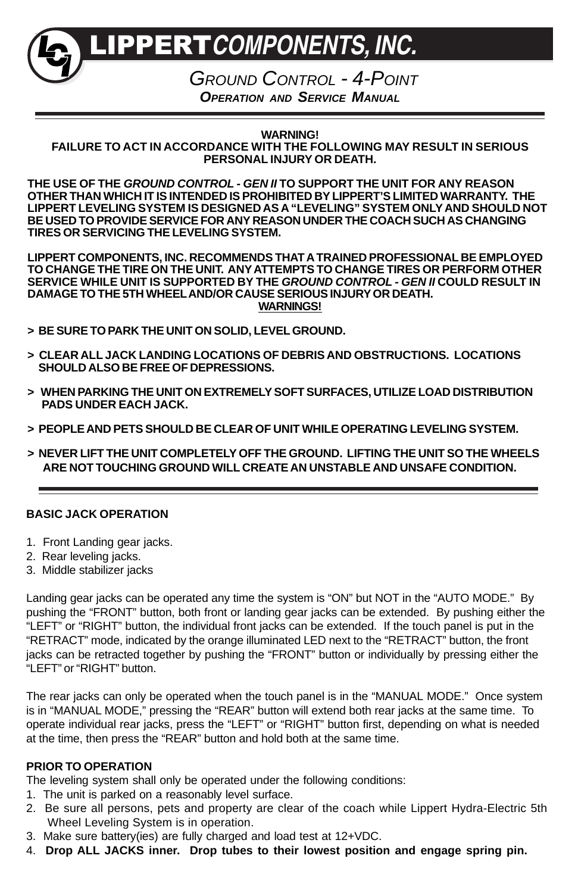# LIPPERT *COMPONENTS, INC.*

## *GROUND CONTROL - 4-POINT*

### ***OPERATION AND SERVICE MANUAL***

---

**WARNING!**
**FAILURE TO ACT IN ACCORDANCE WITH THE FOLLOWING MAY RESULT IN SERIOUS PERSONAL INJURY OR DEATH.**

**THE USE OF THE *GROUND CONTROL - GEN II* TO SUPPORT THE UNIT FOR ANY REASON OTHER THAN WHICH IT IS INTENDED IS PROHIBITED BY LIPPERT'S LIMITED WARRANTY. THE LIPPERT LEVELING SYSTEM IS DESIGNED AS A "LEVELING" SYSTEM ONLY AND SHOULD NOT BE USED TO PROVIDE SERVICE FOR ANY REASON UNDER THE COACH SUCH AS CHANGING TIRES OR SERVICING THE LEVELING SYSTEM.**

**LIPPERT COMPONENTS, INC. RECOMMENDS THAT A TRAINED PROFESSIONAL BE EMPLOYED TO CHANGE THE TIRE ON THE UNIT. ANY ATTEMPTS TO CHANGE TIRES OR PERFORM OTHER SERVICE WHILE UNIT IS SUPPORTED BY THE *GROUND CONTROL - GEN II* COULD RESULT IN DAMAGE TO THE 5TH WHEEL AND/OR CAUSE SERIOUS INJURY OR DEATH.**

**WARNINGS!**

**> BE SURE TO PARK THE UNIT ON SOLID, LEVEL GROUND.**

**> CLEAR ALL JACK LANDING LOCATIONS OF DEBRIS AND OBSTRUCTIONS. LOCATIONS SHOULD ALSO BE FREE OF DEPRESSIONS.**

**> WHEN PARKING THE UNIT ON EXTREMELY SOFT SURFACES, UTILIZE LOAD DISTRIBUTION PADS UNDER EACH JACK.**

**> PEOPLE AND PETS SHOULD BE CLEAR OF UNIT WHILE OPERATING LEVELING SYSTEM.**

**> NEVER LIFT THE UNIT COMPLETELY OFF THE GROUND. LIFTING THE UNIT SO THE WHEELS ARE NOT TOUCHING GROUND WILL CREATE AN UNSTABLE AND UNSAFE CONDITION.**

---

**BASIC JACK OPERATION**

1. Front Landing gear jacks.
2. Rear leveling jacks.
3. Middle stabilizer jacks

Landing gear jacks can be operated any time the system is "ON" but NOT in the "AUTO MODE." By pushing the "FRONT" button, both front or landing gear jacks can be extended. By pushing either the "LEFT" or "RIGHT" button, the individual front jacks can be extended. If the touch panel is put in the "RETRACT" mode, indicated by the orange illuminated LED next to the "RETRACT" button, the front jacks can be retracted together by pushing the "FRONT" button or individually by pressing either the "LEFT" or "RIGHT" button.

The rear jacks can only be operated when the touch panel is in the "MANUAL MODE." Once system is in "MANUAL MODE," pressing the "REAR" button will extend both rear jacks at the same time. To operate individual rear jacks, press the "LEFT" or "RIGHT" button first, depending on what is needed at the time, then press the "REAR" button and hold both at the same time.

**PRIOR TO OPERATION**

The leveling system shall only be operated under the following conditions:

1. The unit is parked on a reasonably level surface.
2. Be sure all persons, pets and property are clear of the coach while Lippert Hydra-Electric 5th Wheel Leveling System is in operation.
3. Make sure battery(ies) are fully charged and load test at 12+VDC.
4. **Drop ALL JACKS inner. Drop tubes to their lowest position and engage spring pin.**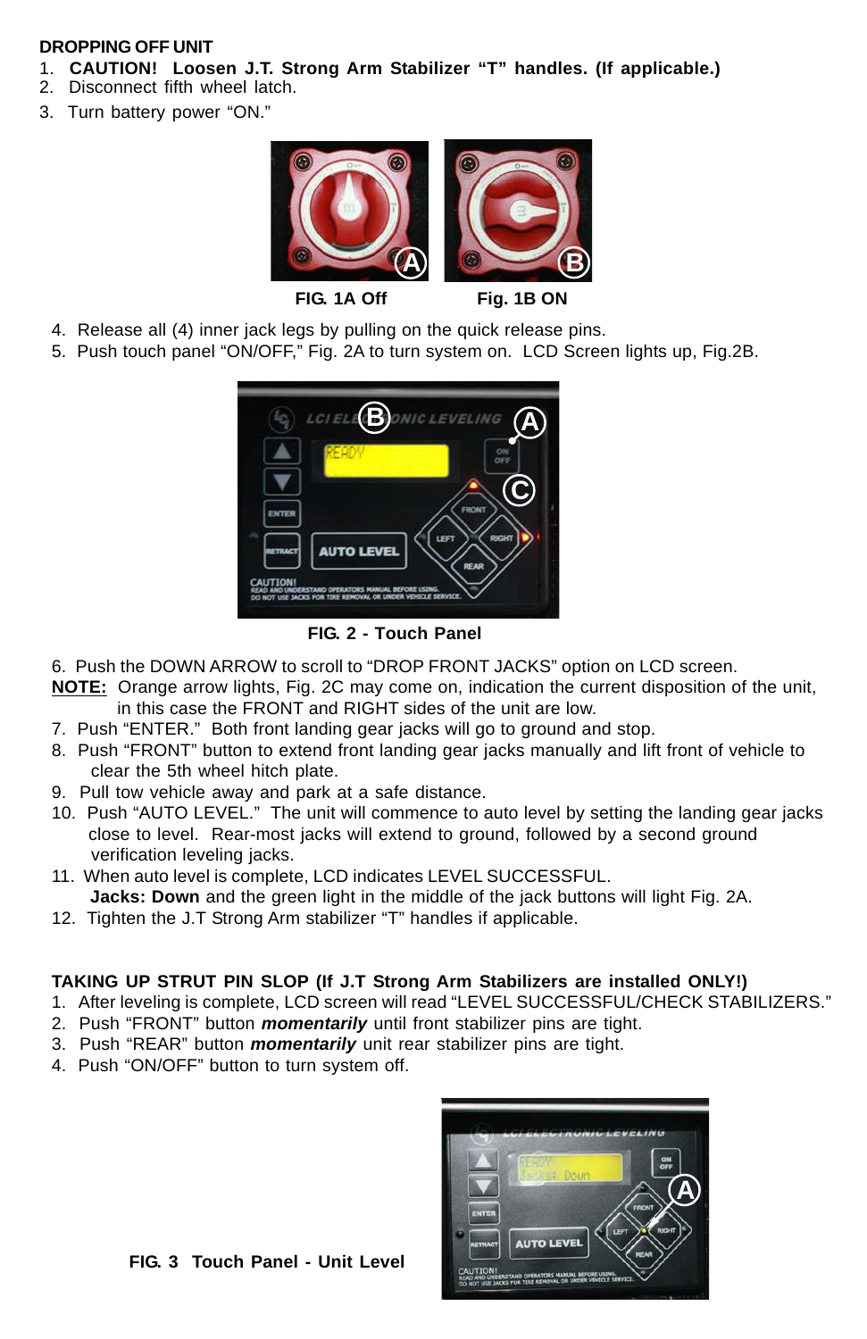**DROPPING OFF UNIT**

1. **CAUTION! Loosen J.T. Strong Arm Stabilizer "T" handles. (If applicable.)**
2. Disconnect fifth wheel latch.
3. Turn battery power "ON."

**FIG. 1A Off** **Fig. 1B ON**

4. Release all (4) inner jack legs by pulling on the quick release pins.
5. Push touch panel "ON/OFF," Fig. 2A to turn system on. LCD Screen lights up, Fig.2B.

**FIG. 2 - Touch Panel**

6. Push the DOWN ARROW to scroll to "DROP FRONT JACKS" option on LCD screen.

**NOTE:** Orange arrow lights, Fig. 2C may come on, indication the current disposition of the unit, in this case the FRONT and RIGHT sides of the unit are low.

7. Push "ENTER." Both front landing gear jacks will go to ground and stop.
8. Push "FRONT" button to extend front landing gear jacks manually and lift front of vehicle to clear the 5th wheel hitch plate.
9. Pull tow vehicle away and park at a safe distance.
10. Push "AUTO LEVEL." The unit will commence to auto level by setting the landing gear jacks close to level. Rear-most jacks will extend to ground, followed by a second ground verification leveling jacks.
11. When auto level is complete, LCD indicates LEVEL SUCCESSFUL. **Jacks: Down** and the green light in the middle of the jack buttons will light Fig. 2A.
12. Tighten the J.T Strong Arm stabilizer "T" handles if applicable.

**TAKING UP STRUT PIN SLOP (If J.T Strong Arm Stabilizers are installed ONLY!)**

1. After leveling is complete, LCD screen will read "LEVEL SUCCESSFUL/CHECK STABILIZERS."
2. Push "FRONT" button ***momentarily*** until front stabilizer pins are tight.
3. Push "REAR" button ***momentarily*** unit rear stabilizer pins are tight.
4. Push "ON/OFF" button to turn system off.

**FIG. 3 Touch Panel - Unit Level**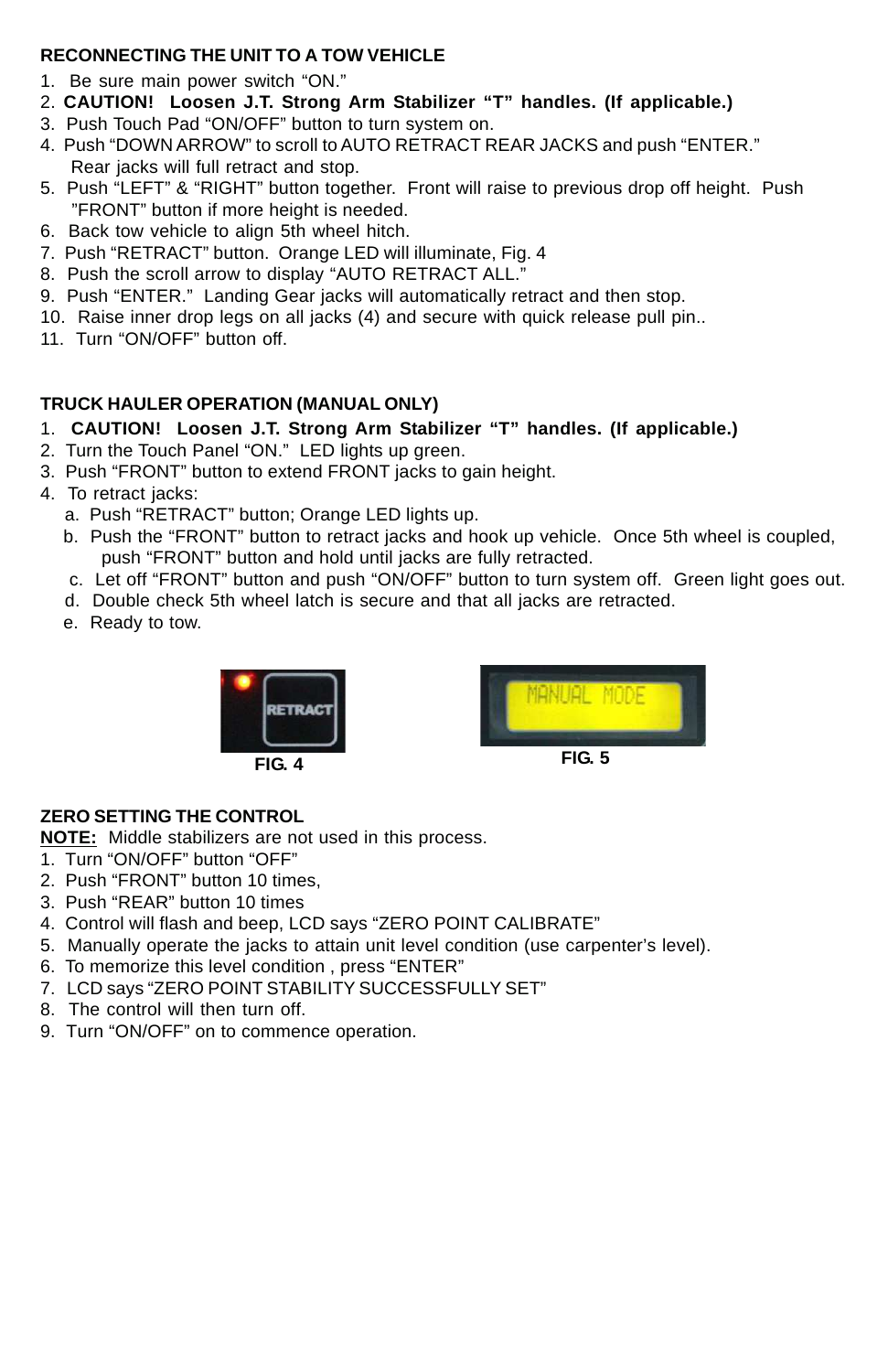**RECONNECTING THE UNIT TO A TOW VEHICLE**

1. Be sure main power switch "ON."
2. **CAUTION! Loosen J.T. Strong Arm Stabilizer "T" handles. (If applicable.)**
3. Push Touch Pad "ON/OFF" button to turn system on.
4. Push "DOWN ARROW" to scroll to AUTO RETRACT REAR JACKS and push "ENTER." Rear jacks will full retract and stop.
5. Push "LEFT" & "RIGHT" button together. Front will raise to previous drop off height. Push "FRONT" button if more height is needed.
6. Back tow vehicle to align 5th wheel hitch.
7. Push "RETRACT" button. Orange LED will illuminate, Fig. 4
8. Push the scroll arrow to display "AUTO RETRACT ALL."
9. Push "ENTER." Landing Gear jacks will automatically retract and then stop.
10. Raise inner drop legs on all jacks (4) and secure with quick release pull pin..
11. Turn "ON/OFF" button off.

**TRUCK HAULER OPERATION (MANUAL ONLY)**

1. **CAUTION! Loosen J.T. Strong Arm Stabilizer "T" handles. (If applicable.)**
2. Turn the Touch Panel "ON." LED lights up green.
3. Push "FRONT" button to extend FRONT jacks to gain height.
4. To retract jacks:
   a. Push "RETRACT" button; Orange LED lights up.
   b. Push the "FRONT" button to retract jacks and hook up vehicle. Once 5th wheel is coupled, push "FRONT" button and hold until jacks are fully retracted.
   c. Let off "FRONT" button and push "ON/OFF" button to turn system off. Green light goes out.
   d. Double check 5th wheel latch is secure and that all jacks are retracted.
   e. Ready to tow.

FIG. 4

FIG. 5

**ZERO SETTING THE CONTROL**

**NOTE:** Middle stabilizers are not used in this process.

1. Turn "ON/OFF" button "OFF"
2. Push "FRONT" button 10 times,
3. Push "REAR" button 10 times
4. Control will flash and beep, LCD says "ZERO POINT CALIBRATE"
5. Manually operate the jacks to attain unit level condition (use carpenter's level).
6. To memorize this level condition , press "ENTER"
7. LCD says "ZERO POINT STABILITY SUCCESSFULLY SET"
8. The control will then turn off.
9. Turn "ON/OFF" on to commence operation.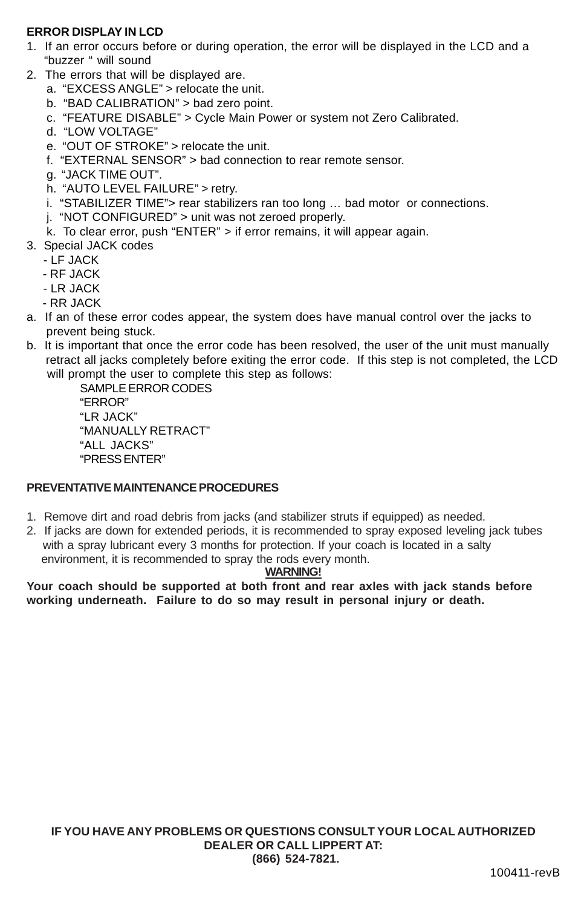**ERROR DISPLAY IN LCD**

1. If an error occurs before or during operation, the error will be displayed in the LCD and a "buzzer " will sound
2. The errors that will be displayed are.
   a. "EXCESS ANGLE" > relocate the unit.
   b. "BAD CALIBRATION" > bad zero point.
   c. "FEATURE DISABLE" > Cycle Main Power or system not Zero Calibrated.
   d. "LOW VOLTAGE"
   e. "OUT OF STROKE" > relocate the unit.
   f. "EXTERNAL SENSOR" > bad connection to rear remote sensor.
   g. "JACK TIME OUT".
   h. "AUTO LEVEL FAILURE" > retry.
   i. "STABILIZER TIME"> rear stabilizers ran too long … bad motor or connections.
   j. "NOT CONFIGURED" > unit was not zeroed properly.
   k. To clear error, push "ENTER" > if error remains, it will appear again.
3. Special JACK codes
   - LF JACK
   - RF JACK
   - LR JACK
   - RR JACK

a. If an of these error codes appear, the system does have manual control over the jacks to prevent being stuck.
b. It is important that once the error code has been resolved, the user of the unit must manually retract all jacks completely before exiting the error code. If this step is not completed, the LCD will prompt the user to complete this step as follows:

   SAMPLE ERROR CODES
   "ERROR"
   "LR JACK"
   "MANUALLY RETRACT"
   "ALL JACKS"
   "PRESS ENTER"

**PREVENTATIVE MAINTENANCE PROCEDURES**

1. Remove dirt and road debris from jacks (and stabilizer struts if equipped) as needed.
2. If jacks are down for extended periods, it is recommended to spray exposed leveling jack tubes with a spray lubricant every 3 months for protection. If your coach is located in a salty environment, it is recommended to spray the rods every month.

**WARNING!**

**Your coach should be supported at both front and rear axles with jack stands before working underneath. Failure to do so may result in personal injury or death.**

**IF YOU HAVE ANY PROBLEMS OR QUESTIONS CONSULT YOUR LOCAL AUTHORIZED DEALER OR CALL LIPPERT AT:**
**(866) 524-7821.**

100411-revB